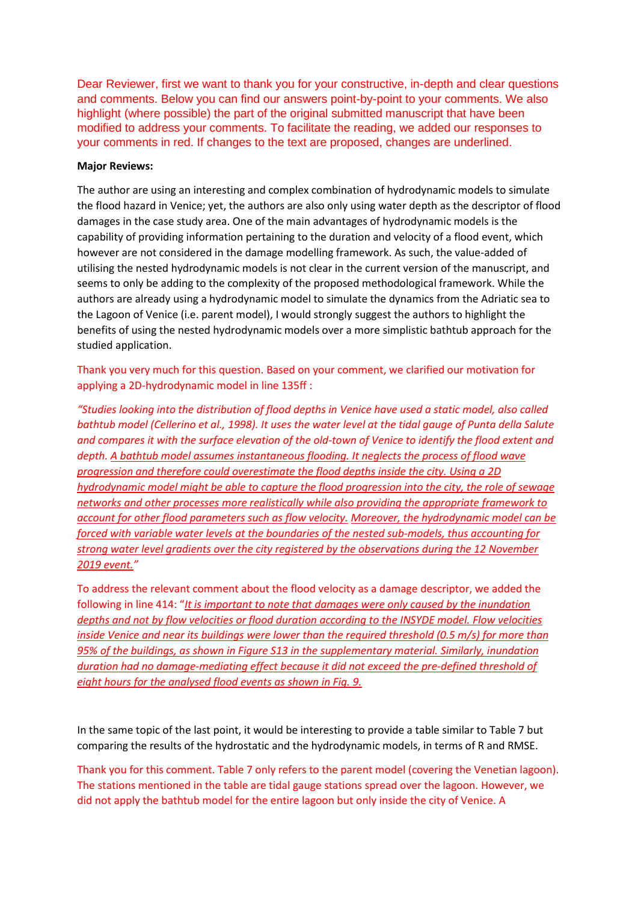Dear Reviewer, first we want to thank you for your constructive, in-depth and clear questions and comments. Below you can find our answers point-by-point to your comments. We also highlight (where possible) the part of the original submitted manuscript that have been modified to address your comments. To facilitate the reading, we added our responses to your comments in red. If changes to the text are proposed, changes are underlined.

**Major Reviews:**

The author are using an interesting and complex combination of hydrodynamic models to simulate the flood hazard in Venice; yet, the authors are also only using water depth as the descriptor of flood damages in the case study area. One of the main advantages of hydrodynamic models is the capability of providing information pertaining to the duration and velocity of a flood event, which however are not considered in the damage modelling framework. As such, the value-added of utilising the nested hydrodynamic models is not clear in the current version of the manuscript, and seems to only be adding to the complexity of the proposed methodological framework. While the authors are already using a hydrodynamic model to simulate the dynamics from the Adriatic sea to the Lagoon of Venice (i.e. parent model), I would strongly suggest the authors to highlight the benefits of using the nested hydrodynamic models over a more simplistic bathtub approach for the studied application.

Thank you very much for this question. Based on your comment, we clarified our motivation for applying a 2D-hydrodynamic model in line 135ff :

*"Studies looking into the distribution of flood depths in Venice have used a static model, also called bathtub model (Cellerino et al., 1998). It uses the water level at the tidal gauge of Punta della Salute and compares it with the surface elevation of the old-town of Venice to identify the flood extent and depth. <u>A bathtub model assumes instantaneous flooding. It neglects the process of flood wave progression and therefore could overestimate the flood depths inside the city. Using a 2D hydrodynamic model might be able to capture the flood progression into the city, the role of sewage networks and other processes more realistically while also providing the appropriate framework to account for other flood parameters such as flow velocity.</u> <u>Moreover, the hydrodynamic model can be forced with variable water levels at the boundaries of the nested sub-models, thus accounting for strong water level gradients over the city registered by the observations during the 12 November 2019 event.</u>"*

To address the relevant comment about the flood velocity as a damage descriptor, we added the following in line 414: "*<u>It is important to note that damages were only caused by the inundation depths and not by flow velocities or flood duration according to the INSYDE model. Flow velocities inside Venice and near its buildings were lower than the required threshold (0.5 m/s) for more than 95% of the buildings, as shown in Figure S13 in the supplementary material. Similarly, inundation duration had no damage-mediating effect because it did not exceed the pre-defined threshold of eight hours for the analysed flood events as shown in Fig. 9.</u>*

In the same topic of the last point, it would be interesting to provide a table similar to Table 7 but comparing the results of the hydrostatic and the hydrodynamic models, in terms of R and RMSE.

Thank you for this comment. Table 7 only refers to the parent model (covering the Venetian lagoon). The stations mentioned in the table are tidal gauge stations spread over the lagoon. However, we did not apply the bathtub model for the entire lagoon but only inside the city of Venice. A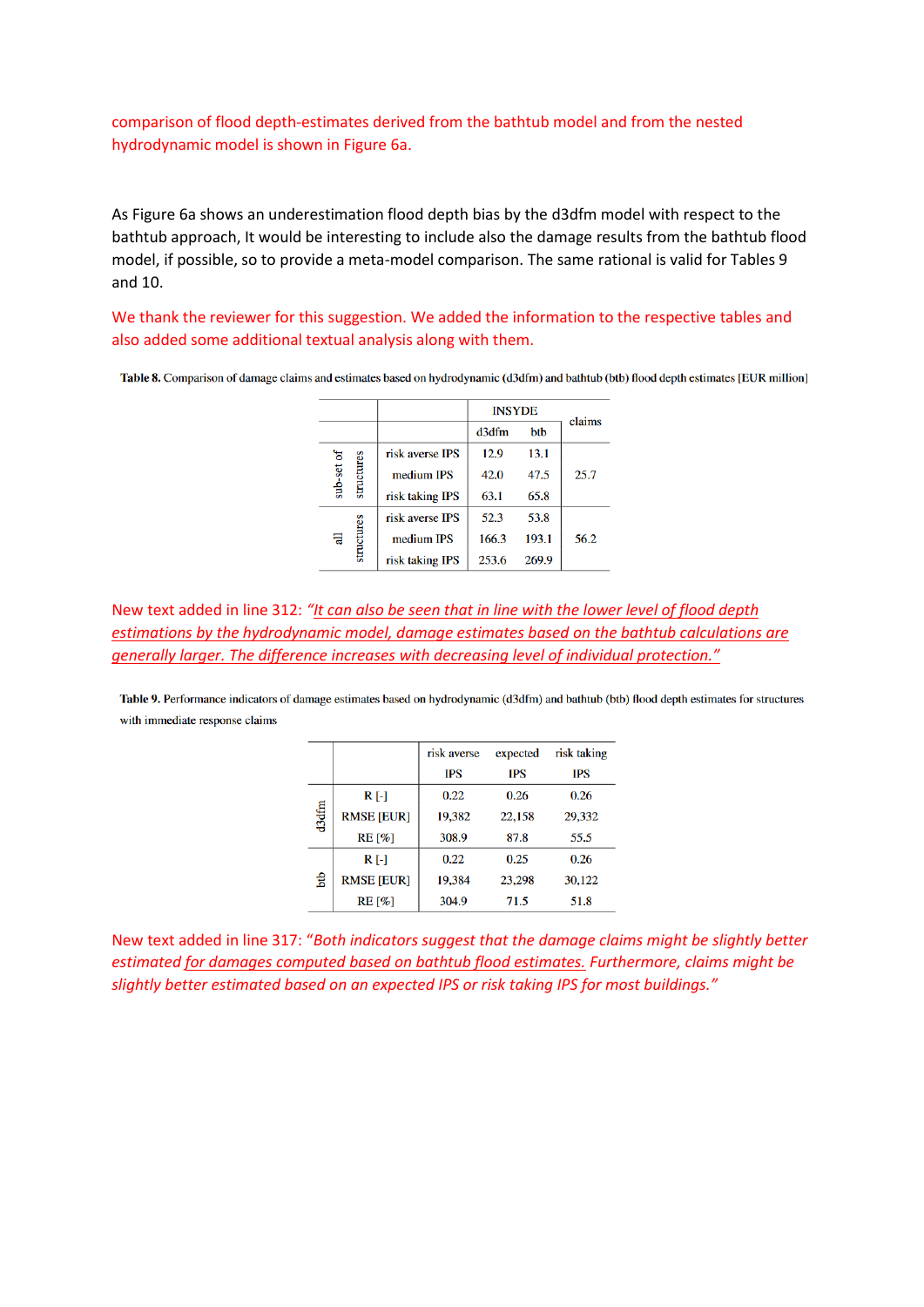comparison of flood depth-estimates derived from the bathtub model and from the nested hydrodynamic model is shown in Figure 6a.

As Figure 6a shows an underestimation flood depth bias by the d3dfm model with respect to the bathtub approach, It would be interesting to include also the damage results from the bathtub flood model, if possible, so to provide a meta-model comparison. The same rational is valid for Tables 9 and 10.

We thank the reviewer for this suggestion. We added the information to the respective tables and also added some additional textual analysis along with them.

**Table 8.** Comparison of damage claims and estimates based on hydrodynamic (d3dfm) and bathtub (btb) flood depth estimates [EUR million]

| | | INSYDE | | claims |
|---|---|---|---|---|
| | | d3dfm | btb | |
| sub-set of structures | risk averse IPS | 12.9 | 13.1 | 25.7 |
| | medium IPS | 42.0 | 47.5 | |
| | risk taking IPS | 63.1 | 65.8 | |
| all structures | risk averse IPS | 52.3 | 53.8 | 56.2 |
| | medium IPS | 166.3 | 193.1 | |
| | risk taking IPS | 253.6 | 269.9 | |

New text added in line 312: *"<u>It can also be seen that in line with the lower level of flood depth estimations by the hydrodynamic model, damage estimates based on the bathtub calculations are generally larger. The difference increases with decreasing level of individual protection.</u>"*

**Table 9.** Performance indicators of damage estimates based on hydrodynamic (d3dfm) and bathtub (btb) flood depth estimates for structures with immediate response claims

| | | risk averse IPS | expected IPS | risk taking IPS |
|---|---|---|---|---|
| d3dfm | R [-] | 0.22 | 0.26 | 0.26 |
| | RMSE [EUR] | 19,382 | 22,158 | 29,332 |
| | RE [%] | 308.9 | 87.8 | 55.5 |
| btb | R [-] | 0.22 | 0.25 | 0.26 |
| | RMSE [EUR] | 19,384 | 23,298 | 30,122 |
| | RE [%] | 304.9 | 71.5 | 51.8 |

New text added in line 317: "*Both indicators suggest that the damage claims might be slightly better estimated <u>for damages computed based on bathtub flood estimates.</u> Furthermore, claims might be slightly better estimated based on an expected IPS or risk taking IPS for most buildings.*"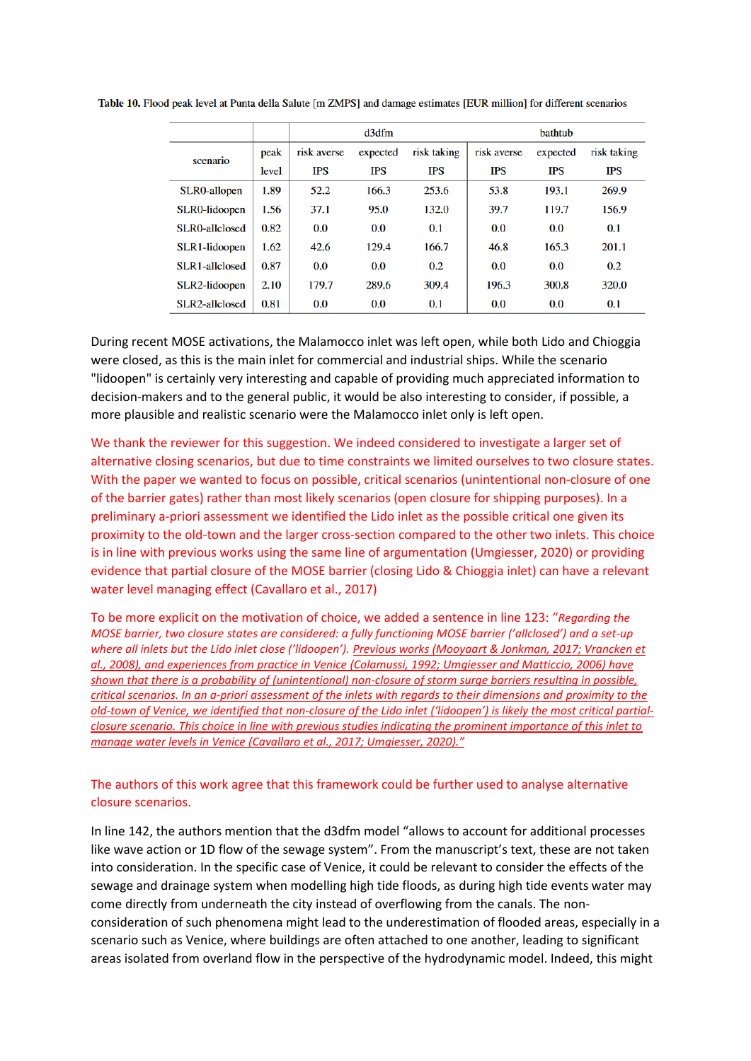**Table 10.** Flood peak level at Punta della Salute [m ZMPS] and damage estimates [EUR million] for different scenarios

| scenario | peak level | d3dfm risk averse IPS | d3dfm expected IPS | d3dfm risk taking IPS | bathtub risk averse IPS | bathtub expected IPS | bathtub risk taking IPS |
|---|---|---|---|---|---|---|---|
| SLR0-allopen | 1.89 | 52.2 | 166.3 | 253.6 | 53.8 | 193.1 | 269.9 |
| SLR0-lidoopen | 1.56 | 37.1 | 95.0 | 132.0 | 39.7 | 119.7 | 156.9 |
| SLR0-allclosed | 0.82 | 0.0 | 0.0 | 0.1 | 0.0 | 0.0 | 0.1 |
| SLR1-lidoopen | 1.62 | 42.6 | 129.4 | 166.7 | 46.8 | 165.3 | 201.1 |
| SLR1-allclosed | 0.87 | 0.0 | 0.0 | 0.2 | 0.0 | 0.0 | 0.2 |
| SLR2-lidoopen | 2.10 | 179.7 | 289.6 | 309.4 | 196.3 | 300.8 | 320.0 |
| SLR2-allclosed | 0.81 | 0.0 | 0.0 | 0.1 | 0.0 | 0.0 | 0.1 |

During recent MOSE activations, the Malamocco inlet was left open, while both Lido and Chioggia were closed, as this is the main inlet for commercial and industrial ships. While the scenario "lidoopen" is certainly very interesting and capable of providing much appreciated information to decision-makers and to the general public, it would be also interesting to consider, if possible, a more plausible and realistic scenario were the Malamocco inlet only is left open.

We thank the reviewer for this suggestion. We indeed considered to investigate a larger set of alternative closing scenarios, but due to time constraints we limited ourselves to two closure states. With the paper we wanted to focus on possible, critical scenarios (unintentional non-closure of one of the barrier gates) rather than most likely scenarios (open closure for shipping purposes). In a preliminary a-priori assessment we identified the Lido inlet as the possible critical one given its proximity to the old-town and the larger cross-section compared to the other two inlets. This choice is in line with previous works using the same line of argumentation (Umgiesser, 2020) or providing evidence that partial closure of the MOSE barrier (closing Lido & Chioggia inlet) can have a relevant water level managing effect (Cavallaro et al., 2017)

To be more explicit on the motivation of choice, we added a sentence in line 123: "*Regarding the MOSE barrier, two closure states are considered: a fully functioning MOSE barrier ('allclosed') and a set-up where all inlets but the Lido inlet close ('lidoopen'). Previous works (Mooyaart & Jonkman, 2017; Vrancken et al., 2008), and experiences from practice in Venice (Colamussi, 1992; Umgiesser and Matticcio, 2006) have shown that there is a probability of (unintentional) non-closure of storm surge barriers resulting in possible, critical scenarios. In an a-priori assessment of the inlets with regards to their dimensions and proximity to the old-town of Venice, we identified that non-closure of the Lido inlet ('lidoopen') is likely the most critical partial-closure scenario. This choice in line with previous studies indicating the prominent importance of this inlet to manage water levels in Venice (Cavallaro et al., 2017; Umgiesser, 2020).*"

The authors of this work agree that this framework could be further used to analyse alternative closure scenarios.

In line 142, the authors mention that the d3dfm model "allows to account for additional processes like wave action or 1D flow of the sewage system". From the manuscript's text, these are not taken into consideration. In the specific case of Venice, it could be relevant to consider the effects of the sewage and drainage system when modelling high tide floods, as during high tide events water may come directly from underneath the city instead of overflowing from the canals. The non-consideration of such phenomena might lead to the underestimation of flooded areas, especially in a scenario such as Venice, where buildings are often attached to one another, leading to significant areas isolated from overland flow in the perspective of the hydrodynamic model. Indeed, this might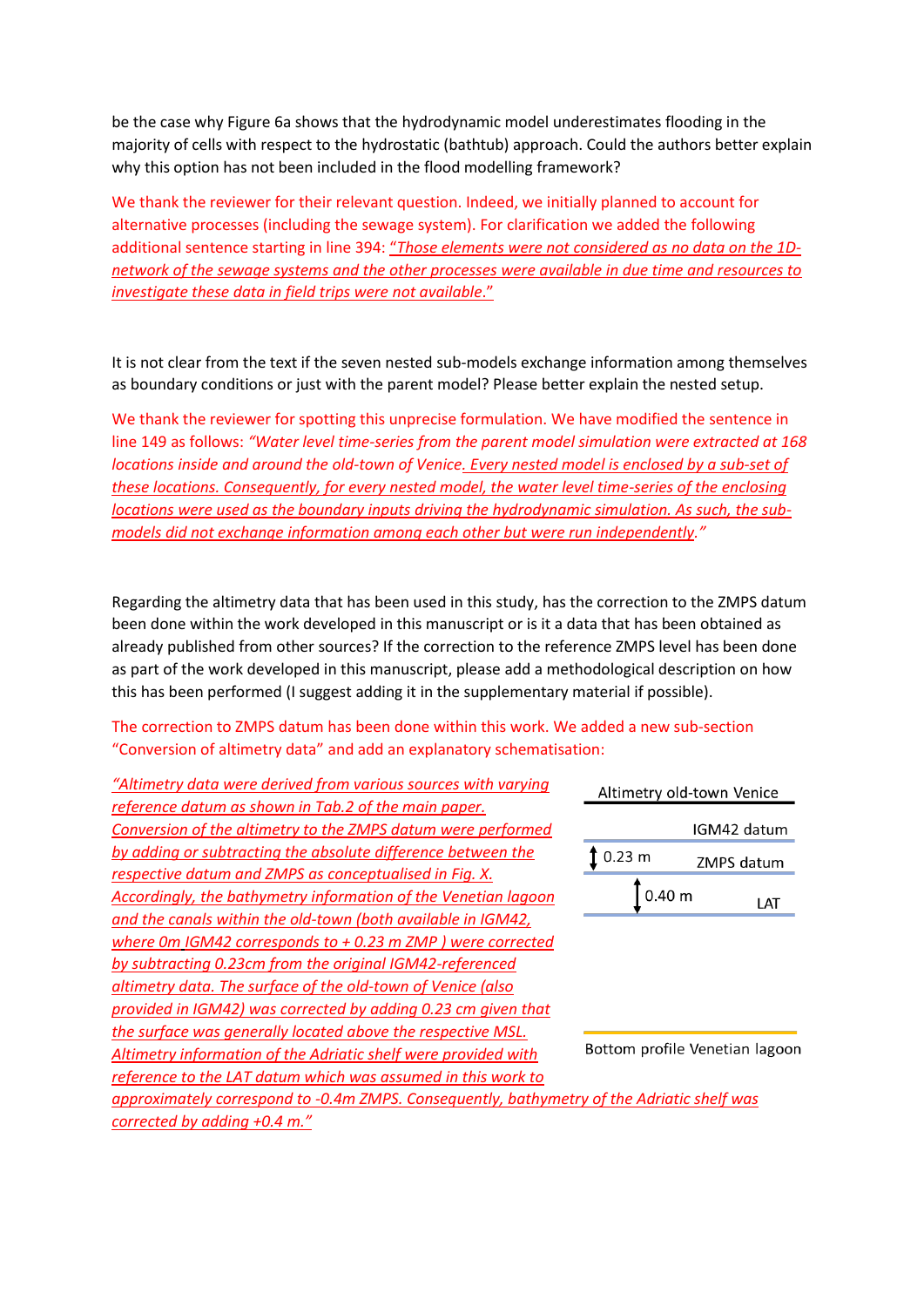be the case why Figure 6a shows that the hydrodynamic model underestimates flooding in the majority of cells with respect to the hydrostatic (bathtub) approach. Could the authors better explain why this option has not been included in the flood modelling framework?

We thank the reviewer for their relevant question. Indeed, we initially planned to account for alternative processes (including the sewage system). For clarification we added the following additional sentence starting in line 394: "*Those elements were not considered as no data on the 1D-network of the sewage systems and the other processes were available in due time and resources to investigate these data in field trips were not available.*"

It is not clear from the text if the seven nested sub-models exchange information among themselves as boundary conditions or just with the parent model? Please better explain the nested setup.

We thank the reviewer for spotting this unprecise formulation. We have modified the sentence in line 149 as follows: *"Water level time-series from the parent model simulation were extracted at 168 locations inside and around the old-town of Venice. Every nested model is enclosed by a sub-set of these locations. Consequently, for every nested model, the water level time-series of the enclosing locations were used as the boundary inputs driving the hydrodynamic simulation. As such, the sub-models did not exchange information among each other but were run independently."*

Regarding the altimetry data that has been used in this study, has the correction to the ZMPS datum been done within the work developed in this manuscript or is it a data that has been obtained as already published from other sources? If the correction to the reference ZMPS level has been done as part of the work developed in this manuscript, please add a methodological description on how this has been performed (I suggest adding it in the supplementary material if possible).

The correction to ZMPS datum has been done within this work. We added a new sub-section "Conversion of altimetry data" and add an explanatory schematisation:

*"Altimetry data were derived from various sources with varying reference datum as shown in Tab.2 of the main paper. Conversion of the altimetry to the ZMPS datum were performed by adding or subtracting the absolute difference between the respective datum and ZMPS as conceptualised in Fig. X. Accordingly, the bathymetry information of the Venetian lagoon and the canals within the old-town (both available in IGM42, where 0m IGM42 corresponds to + 0.23 m ZMP ) were corrected by subtracting 0.23cm from the original IGM42-referenced altimetry data. The surface of the old-town of Venice (also provided in IGM42) was corrected by adding 0.23 cm given that the surface was generally located above the respective MSL. Altimetry information of the Adriatic shelf were provided with reference to the LAT datum which was assumed in this work to approximately correspond to -0.4m ZMPS. Consequently, bathymetry of the Adriatic shelf was corrected by adding +0.4 m."*

Altimetry old-town Venice

IGM42 datum

0.23 m — ZMPS datum

0.40 m — LAT

Bottom profile Venetian lagoon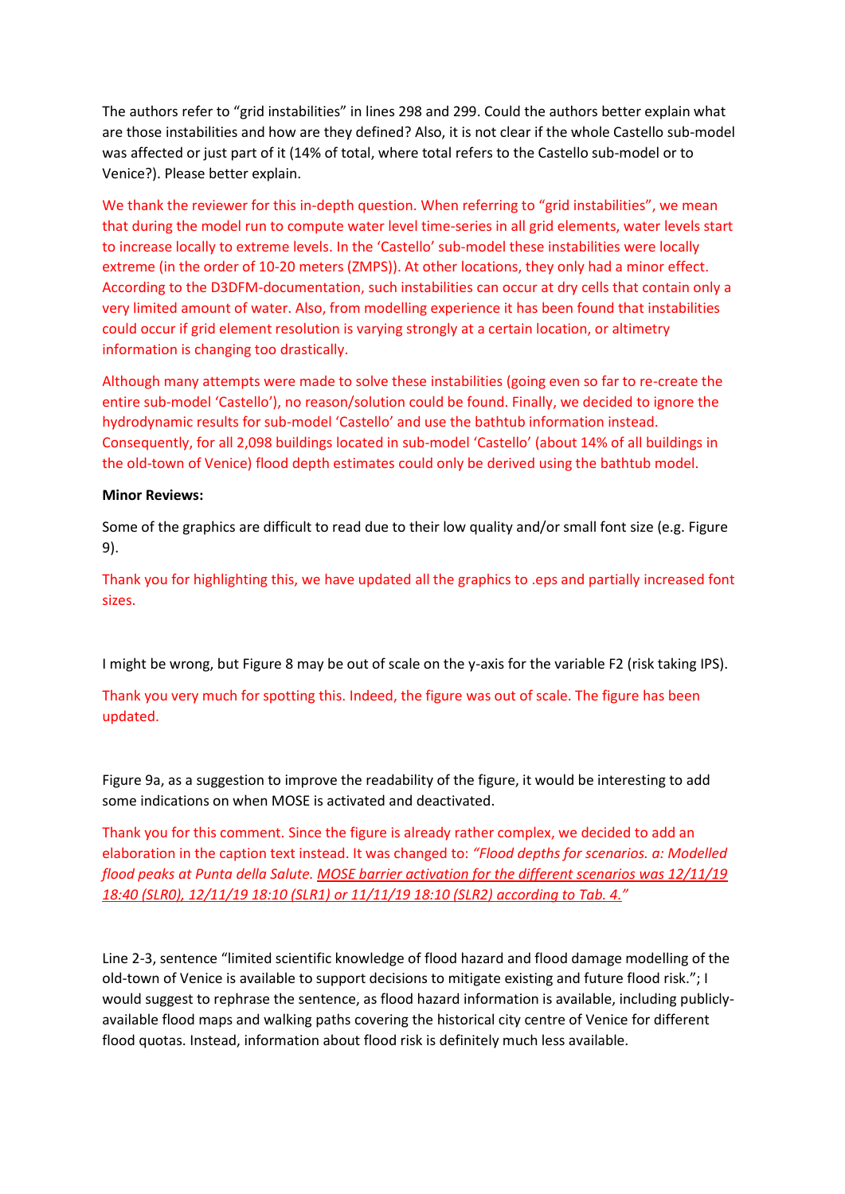The authors refer to “grid instabilities” in lines 298 and 299. Could the authors better explain what are those instabilities and how are they defined? Also, it is not clear if the whole Castello sub-model was affected or just part of it (14% of total, where total refers to the Castello sub-model or to Venice?). Please better explain.

We thank the reviewer for this in-depth question. When referring to “grid instabilities”, we mean that during the model run to compute water level time-series in all grid elements, water levels start to increase locally to extreme levels. In the ‘Castello’ sub-model these instabilities were locally extreme (in the order of 10-20 meters (ZMPS)). At other locations, they only had a minor effect. According to the D3DFM-documentation, such instabilities can occur at dry cells that contain only a very limited amount of water. Also, from modelling experience it has been found that instabilities could occur if grid element resolution is varying strongly at a certain location, or altimetry information is changing too drastically.

Although many attempts were made to solve these instabilities (going even so far to re-create the entire sub-model ‘Castello’), no reason/solution could be found. Finally, we decided to ignore the hydrodynamic results for sub-model ‘Castello’ and use the bathtub information instead. Consequently, for all 2,098 buildings located in sub-model ‘Castello’ (about 14% of all buildings in the old-town of Venice) flood depth estimates could only be derived using the bathtub model.

**Minor Reviews:**

Some of the graphics are difficult to read due to their low quality and/or small font size (e.g. Figure 9).

Thank you for highlighting this, we have updated all the graphics to .eps and partially increased font sizes.

I might be wrong, but Figure 8 may be out of scale on the y-axis for the variable F2 (risk taking IPS).

Thank you very much for spotting this. Indeed, the figure was out of scale. The figure has been updated.

Figure 9a, as a suggestion to improve the readability of the figure, it would be interesting to add some indications on when MOSE is activated and deactivated.

Thank you for this comment. Since the figure is already rather complex, we decided to add an elaboration in the caption text instead. It was changed to: *“Flood depths for scenarios. a: Modelled flood peaks at Punta della Salute. MOSE barrier activation for the different scenarios was 12/11/19 18:40 (SLR0), 12/11/19 18:10 (SLR1) or 11/11/19 18:10 (SLR2) according to Tab. 4.”*

Line 2-3, sentence “limited scientific knowledge of flood hazard and flood damage modelling of the old-town of Venice is available to support decisions to mitigate existing and future flood risk.”; I would suggest to rephrase the sentence, as flood hazard information is available, including publicly-available flood maps and walking paths covering the historical city centre of Venice for different flood quotas. Instead, information about flood risk is definitely much less available.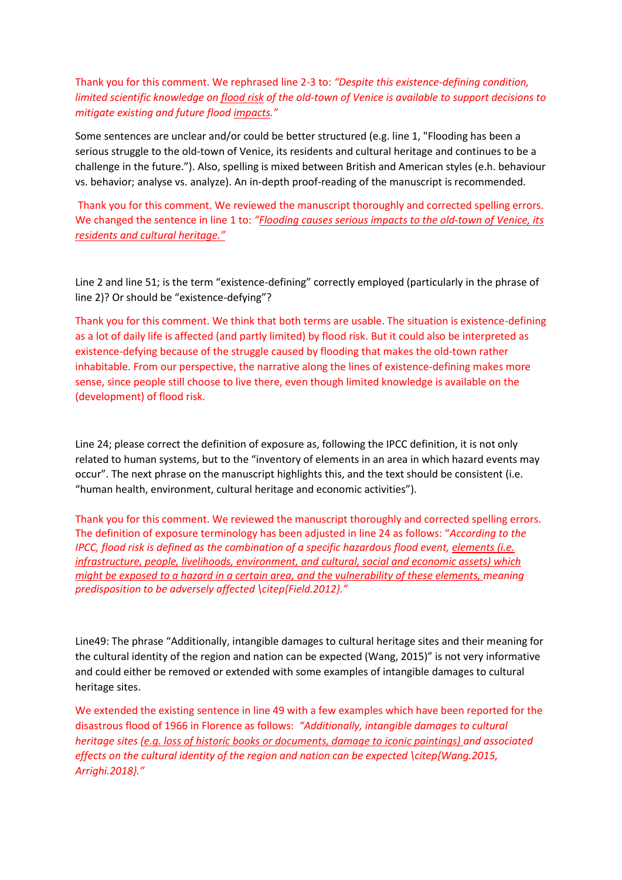Thank you for this comment. We rephrased line 2-3 to: *"Despite this existence-defining condition, limited scientific knowledge on flood risk of the old-town of Venice is available to support decisions to mitigate existing and future flood impacts."*

Some sentences are unclear and/or could be better structured (e.g. line 1, "Flooding has been a serious struggle to the old-town of Venice, its residents and cultural heritage and continues to be a challenge in the future."). Also, spelling is mixed between British and American styles (e.h. behaviour vs. behavior; analyse vs. analyze). An in-depth proof-reading of the manuscript is recommended.

Thank you for this comment. We reviewed the manuscript thoroughly and corrected spelling errors. We changed the sentence in line 1 to: *"Flooding causes serious impacts to the old-town of Venice, its residents and cultural heritage."*

Line 2 and line 51; is the term "existence-defining" correctly employed (particularly in the phrase of line 2)? Or should be "existence-defying"?

Thank you for this comment. We think that both terms are usable. The situation is existence-defining as a lot of daily life is affected (and partly limited) by flood risk. But it could also be interpreted as existence-defying because of the struggle caused by flooding that makes the old-town rather inhabitable. From our perspective, the narrative along the lines of existence-defining makes more sense, since people still choose to live there, even though limited knowledge is available on the (development) of flood risk.

Line 24; please correct the definition of exposure as, following the IPCC definition, it is not only related to human systems, but to the "inventory of elements in an area in which hazard events may occur". The next phrase on the manuscript highlights this, and the text should be consistent (i.e. "human health, environment, cultural heritage and economic activities").

Thank you for this comment. We reviewed the manuscript thoroughly and corrected spelling errors. The definition of exposure terminology has been adjusted in line 24 as follows: "*According to the IPCC, flood risk is defined as the combination of a specific hazardous flood event, elements (i.e. infrastructure, people, livelihoods, environment, and cultural, social and economic assets) which might be exposed to a hazard in a certain area, and the vulnerability of these elements, meaning predisposition to be adversely affected \citep{Field.2012}."*

Line49: The phrase "Additionally, intangible damages to cultural heritage sites and their meaning for the cultural identity of the region and nation can be expected (Wang, 2015)" is not very informative and could either be removed or extended with some examples of intangible damages to cultural heritage sites.

We extended the existing sentence in line 49 with a few examples which have been reported for the disastrous flood of 1966 in Florence as follows: *"Additionally, intangible damages to cultural heritage sites (e.g. loss of historic books or documents, damage to iconic paintings) and associated effects on the cultural identity of the region and nation can be expected \citep{Wang.2015, Arrighi.2018}."*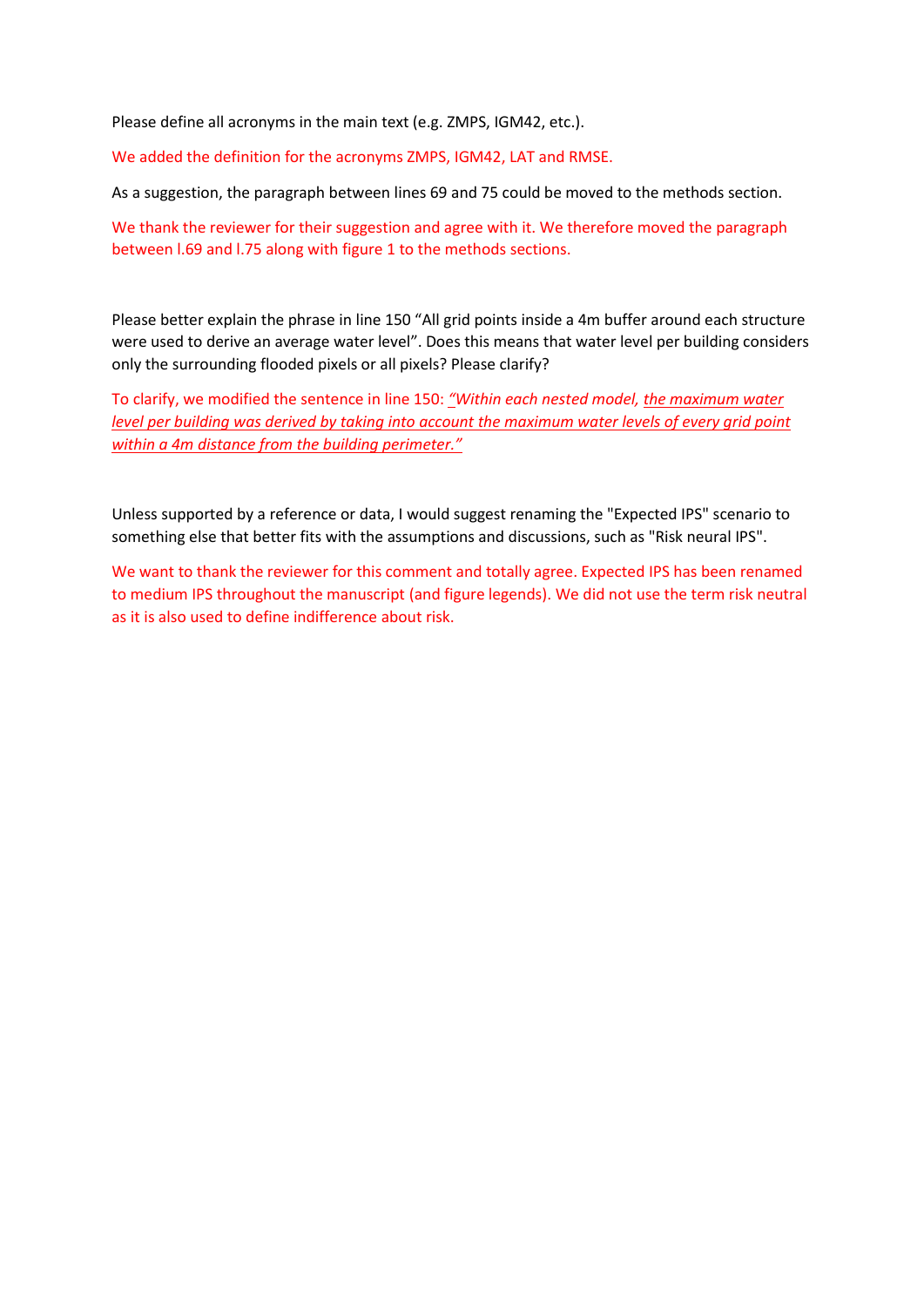Please define all acronyms in the main text (e.g. ZMPS, IGM42, etc.).

We added the definition for the acronyms ZMPS, IGM42, LAT and RMSE.

As a suggestion, the paragraph between lines 69 and 75 could be moved to the methods section.

We thank the reviewer for their suggestion and agree with it. We therefore moved the paragraph between l.69 and l.75 along with figure 1 to the methods sections.

Please better explain the phrase in line 150 “All grid points inside a 4m buffer around each structure were used to derive an average water level”. Does this means that water level per building considers only the surrounding flooded pixels or all pixels? Please clarify?

To clarify, we modified the sentence in line 150: *“Within each nested model, the maximum water level per building was derived by taking into account the maximum water levels of every grid point within a 4m distance from the building perimeter.”*

Unless supported by a reference or data, I would suggest renaming the "Expected IPS" scenario to something else that better fits with the assumptions and discussions, such as "Risk neural IPS".

We want to thank the reviewer for this comment and totally agree. Expected IPS has been renamed to medium IPS throughout the manuscript (and figure legends). We did not use the term risk neutral as it is also used to define indifference about risk.